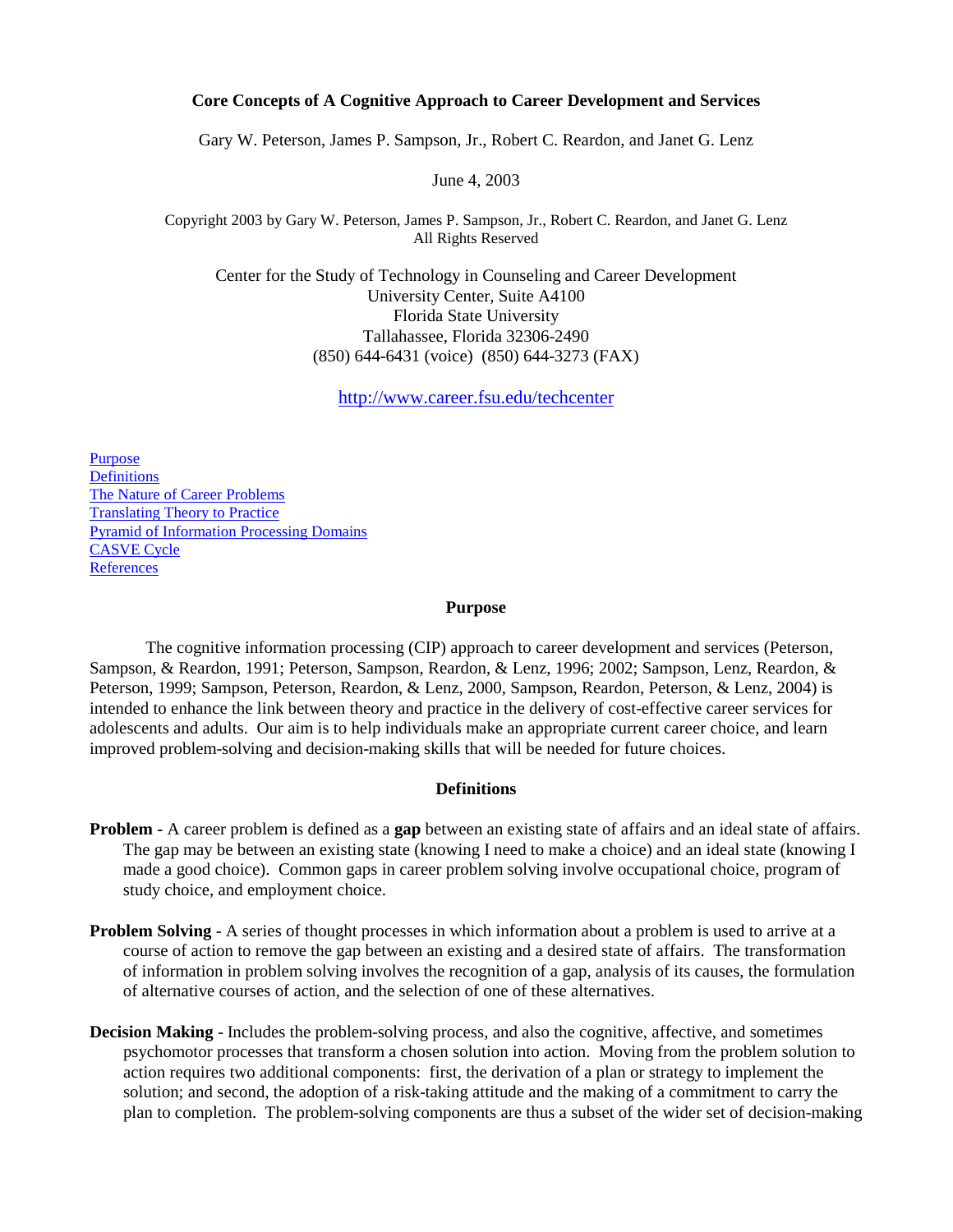# Core Concepts of A Cognitive Approach to Career Development and Services

Gary W. Peterson, James P. Sampson, Jr., Robert C. Reardon, and Janet G. Lenz

June 4, 2003

Copyright 2003 by Gary W. Peterson, James P. Sampson, Jr., Robert C. Reardon, and Janet G. Lenz
All Rights Reserved

Center for the Study of Technology in Counseling and Career Development
University Center, Suite A4100
Florida State University
Tallahassee, Florida 32306-2490
(850) 644-6431 (voice) (850) 644-3273 (FAX)

http://www.career.fsu.edu/techcenter

- Purpose
- Definitions
- The Nature of Career Problems
- Translating Theory to Practice
- Pyramid of Information Processing Domains
- CASVE Cycle
- References

## Purpose

The cognitive information processing (CIP) approach to career development and services (Peterson, Sampson, & Reardon, 1991; Peterson, Sampson, Reardon, & Lenz, 1996; 2002; Sampson, Lenz, Reardon, & Peterson, 1999; Sampson, Peterson, Reardon, & Lenz, 2000, Sampson, Reardon, Peterson, & Lenz, 2004) is intended to enhance the link between theory and practice in the delivery of cost-effective career services for adolescents and adults. Our aim is to help individuals make an appropriate current career choice, and learn improved problem-solving and decision-making skills that will be needed for future choices.

## Definitions

**Problem -** A career problem is defined as a **gap** between an existing state of affairs and an ideal state of affairs. The gap may be between an existing state (knowing I need to make a choice) and an ideal state (knowing I made a good choice). Common gaps in career problem solving involve occupational choice, program of study choice, and employment choice.

**Problem Solving** - A series of thought processes in which information about a problem is used to arrive at a course of action to remove the gap between an existing and a desired state of affairs. The transformation of information in problem solving involves the recognition of a gap, analysis of its causes, the formulation of alternative courses of action, and the selection of one of these alternatives.

**Decision Making** - Includes the problem-solving process, and also the cognitive, affective, and sometimes psychomotor processes that transform a chosen solution into action. Moving from the problem solution to action requires two additional components: first, the derivation of a plan or strategy to implement the solution; and second, the adoption of a risk-taking attitude and the making of a commitment to carry the plan to completion. The problem-solving components are thus a subset of the wider set of decision-making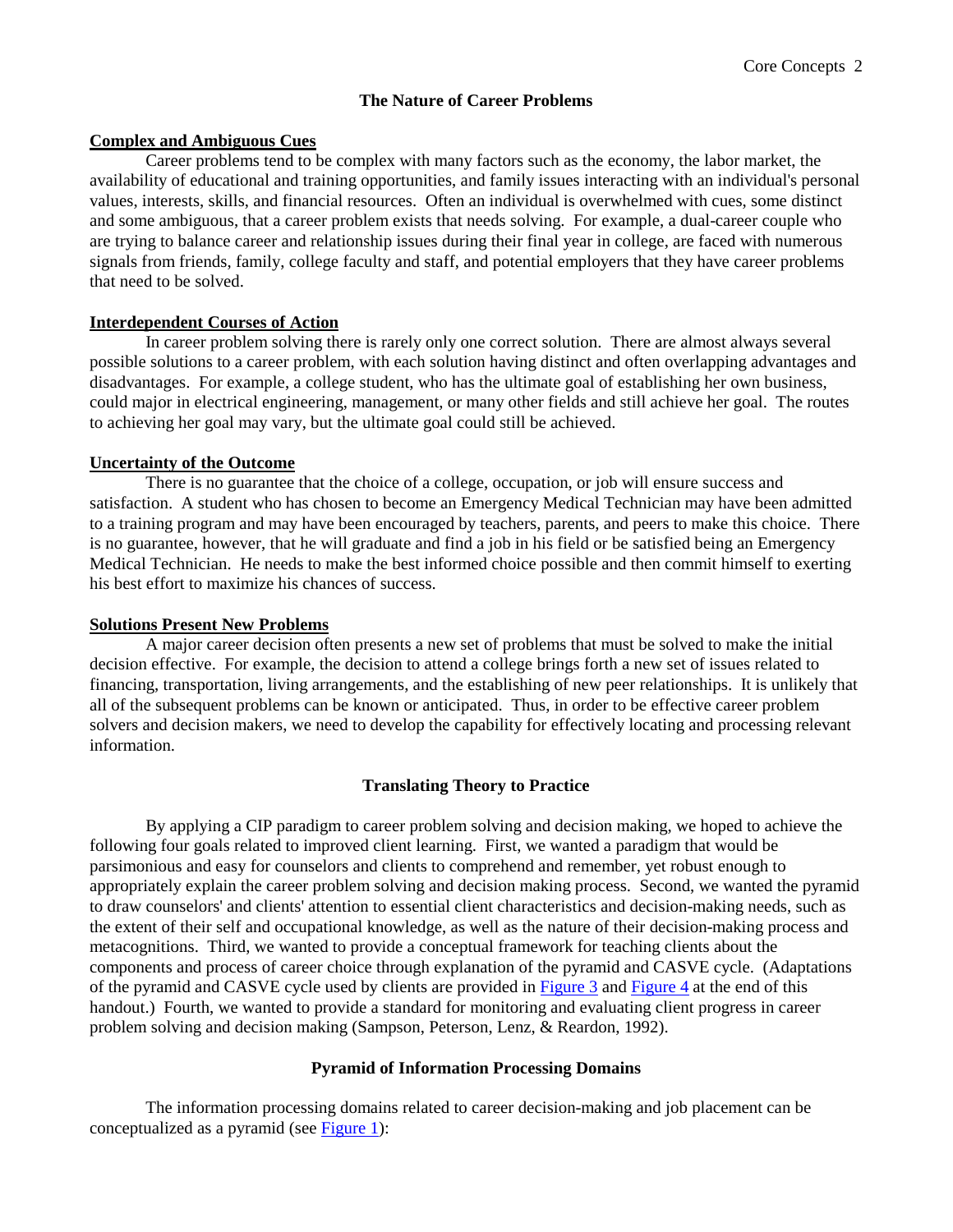## The Nature of Career Problems

### Complex and Ambiguous Cues

Career problems tend to be complex with many factors such as the economy, the labor market, the availability of educational and training opportunities, and family issues interacting with an individual's personal values, interests, skills, and financial resources. Often an individual is overwhelmed with cues, some distinct and some ambiguous, that a career problem exists that needs solving. For example, a dual-career couple who are trying to balance career and relationship issues during their final year in college, are faced with numerous signals from friends, family, college faculty and staff, and potential employers that they have career problems that need to be solved.

### Interdependent Courses of Action

In career problem solving there is rarely only one correct solution. There are almost always several possible solutions to a career problem, with each solution having distinct and often overlapping advantages and disadvantages. For example, a college student, who has the ultimate goal of establishing her own business, could major in electrical engineering, management, or many other fields and still achieve her goal. The routes to achieving her goal may vary, but the ultimate goal could still be achieved.

### Uncertainty of the Outcome

There is no guarantee that the choice of a college, occupation, or job will ensure success and satisfaction. A student who has chosen to become an Emergency Medical Technician may have been admitted to a training program and may have been encouraged by teachers, parents, and peers to make this choice. There is no guarantee, however, that he will graduate and find a job in his field or be satisfied being an Emergency Medical Technician. He needs to make the best informed choice possible and then commit himself to exerting his best effort to maximize his chances of success.

### Solutions Present New Problems

A major career decision often presents a new set of problems that must be solved to make the initial decision effective. For example, the decision to attend a college brings forth a new set of issues related to financing, transportation, living arrangements, and the establishing of new peer relationships. It is unlikely that all of the subsequent problems can be known or anticipated. Thus, in order to be effective career problem solvers and decision makers, we need to develop the capability for effectively locating and processing relevant information.

## Translating Theory to Practice

By applying a CIP paradigm to career problem solving and decision making, we hoped to achieve the following four goals related to improved client learning. First, we wanted a paradigm that would be parsimonious and easy for counselors and clients to comprehend and remember, yet robust enough to appropriately explain the career problem solving and decision making process. Second, we wanted the pyramid to draw counselors' and clients' attention to essential client characteristics and decision-making needs, such as the extent of their self and occupational knowledge, as well as the nature of their decision-making process and metacognitions. Third, we wanted to provide a conceptual framework for teaching clients about the components and process of career choice through explanation of the pyramid and CASVE cycle. (Adaptations of the pyramid and CASVE cycle used by clients are provided in Figure 3 and Figure 4 at the end of this handout.) Fourth, we wanted to provide a standard for monitoring and evaluating client progress in career problem solving and decision making (Sampson, Peterson, Lenz, & Reardon, 1992).

## Pyramid of Information Processing Domains

The information processing domains related to career decision-making and job placement can be conceptualized as a pyramid (see Figure 1):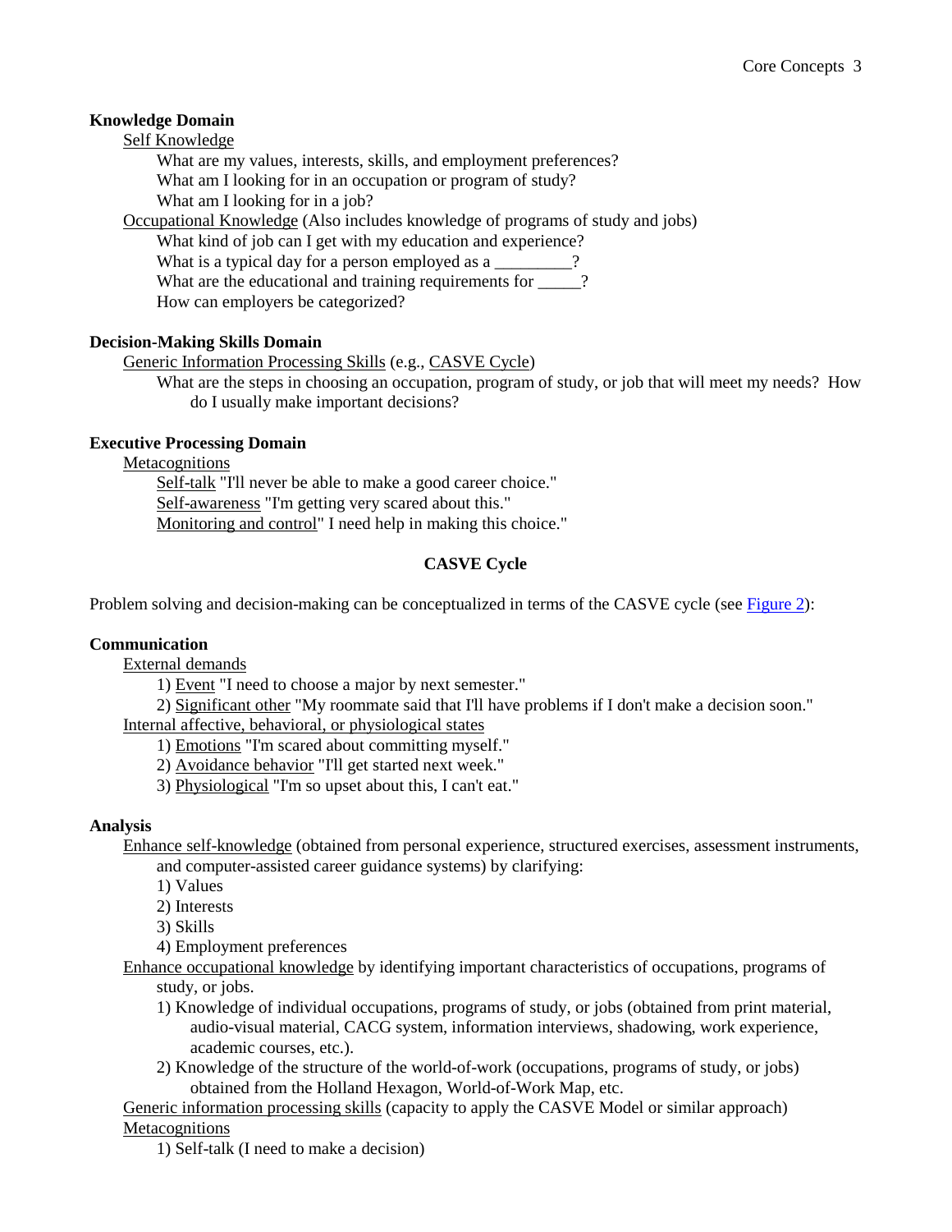**Knowledge Domain**

<u>Self Knowledge</u>

What are my values, interests, skills, and employment preferences?
What am I looking for in an occupation or program of study?
What am I looking for in a job?

<u>Occupational Knowledge</u> (Also includes knowledge of programs of study and jobs)

What kind of job can I get with my education and experience?
What is a typical day for a person employed as a _________?
What are the educational and training requirements for _____?
How can employers be categorized?

**Decision-Making Skills Domain**

<u>Generic Information Processing Skills</u> (e.g., <u>CASVE Cycle</u>)

What are the steps in choosing an occupation, program of study, or job that will meet my needs? How do I usually make important decisions?

**Executive Processing Domain**

<u>Metacognitions</u>

<u>Self-talk</u> "I'll never be able to make a good career choice."
<u>Self-awareness</u> "I'm getting very scared about this."
<u>Monitoring and control</u>" I need help in making this choice."

**CASVE Cycle**

Problem solving and decision-making can be conceptualized in terms of the CASVE cycle (see Figure 2):

**Communication**

<u>External demands</u>

1) <u>Event</u> "I need to choose a major by next semester."
2) <u>Significant other</u> "My roommate said that I'll have problems if I don't make a decision soon."

<u>Internal affective, behavioral, or physiological states</u>

1) <u>Emotions</u> "I'm scared about committing myself."
2) <u>Avoidance behavior</u> "I'll get started next week."
3) <u>Physiological</u> "I'm so upset about this, I can't eat."

**Analysis**

<u>Enhance self-knowledge</u> (obtained from personal experience, structured exercises, assessment instruments, and computer-assisted career guidance systems) by clarifying:

1) Values
2) Interests
3) Skills
4) Employment preferences

<u>Enhance occupational knowledge</u> by identifying important characteristics of occupations, programs of study, or jobs.

1) Knowledge of individual occupations, programs of study, or jobs (obtained from print material, audio-visual material, CACG system, information interviews, shadowing, work experience, academic courses, etc.).
2) Knowledge of the structure of the world-of-work (occupations, programs of study, or jobs) obtained from the Holland Hexagon, World-of-Work Map, etc.

<u>Generic information processing skills</u> (capacity to apply the CASVE Model or similar approach)

<u>Metacognitions</u>

1) Self-talk (I need to make a decision)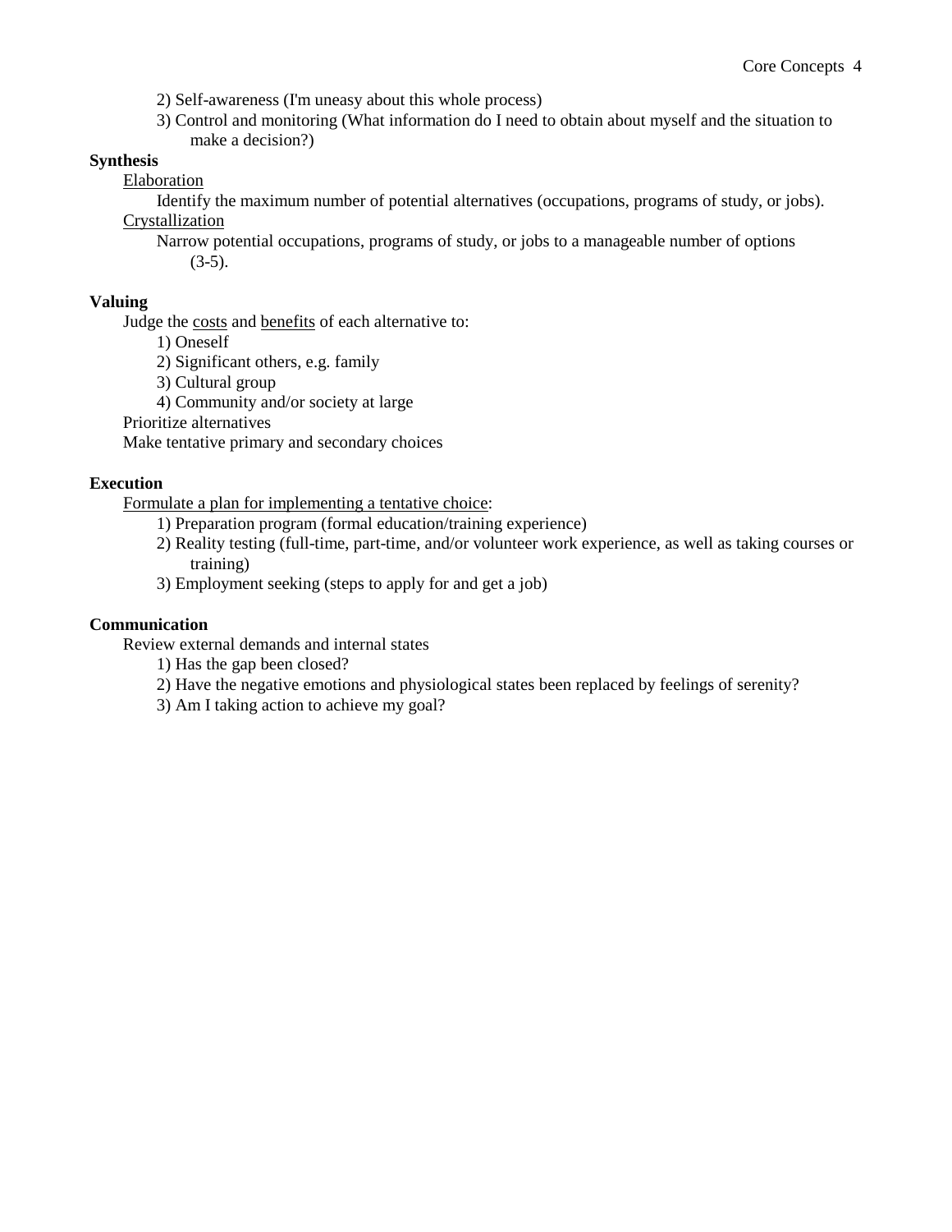2) Self-awareness (I'm uneasy about this whole process)

3) Control and monitoring (What information do I need to obtain about myself and the situation to make a decision?)

**Synthesis**

Elaboration

Identify the maximum number of potential alternatives (occupations, programs of study, or jobs).

Crystallization

Narrow potential occupations, programs of study, or jobs to a manageable number of options (3-5).

**Valuing**

Judge the costs and benefits of each alternative to:

1) Oneself

2) Significant others, e.g. family

3) Cultural group

4) Community and/or society at large

Prioritize alternatives

Make tentative primary and secondary choices

**Execution**

Formulate a plan for implementing a tentative choice:

1) Preparation program (formal education/training experience)

2) Reality testing (full-time, part-time, and/or volunteer work experience, as well as taking courses or training)

3) Employment seeking (steps to apply for and get a job)

**Communication**

Review external demands and internal states

1) Has the gap been closed?

2) Have the negative emotions and physiological states been replaced by feelings of serenity?

3) Am I taking action to achieve my goal?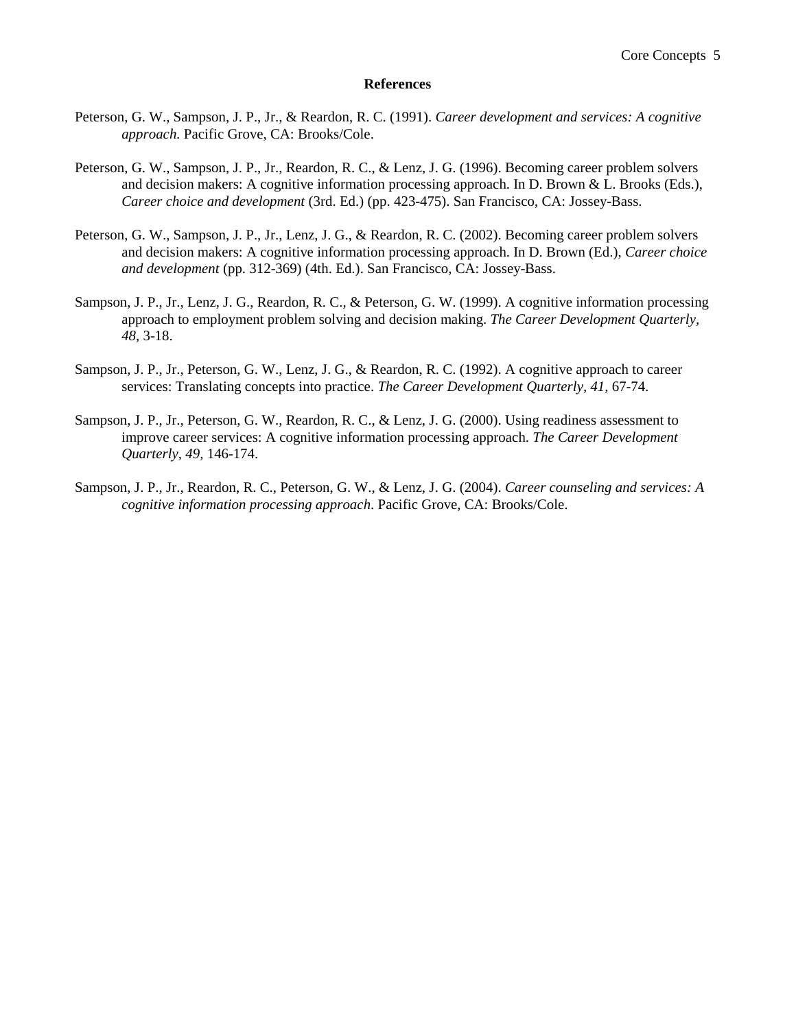## References

Peterson, G. W., Sampson, J. P., Jr., & Reardon, R. C. (1991). *Career development and services: A cognitive approach.* Pacific Grove, CA: Brooks/Cole.

Peterson, G. W., Sampson, J. P., Jr., Reardon, R. C., & Lenz, J. G. (1996). Becoming career problem solvers and decision makers: A cognitive information processing approach. In D. Brown & L. Brooks (Eds.), *Career choice and development* (3rd. Ed.) (pp. 423-475). San Francisco, CA: Jossey-Bass.

Peterson, G. W., Sampson, J. P., Jr., Lenz, J. G., & Reardon, R. C. (2002). Becoming career problem solvers and decision makers: A cognitive information processing approach. In D. Brown (Ed.), *Career choice and development* (pp. 312-369) (4th. Ed.). San Francisco, CA: Jossey-Bass.

Sampson, J. P., Jr., Lenz, J. G., Reardon, R. C., & Peterson, G. W. (1999). A cognitive information processing approach to employment problem solving and decision making. *The Career Development Quarterly, 48,* 3-18.

Sampson, J. P., Jr., Peterson, G. W., Lenz, J. G., & Reardon, R. C. (1992). A cognitive approach to career services: Translating concepts into practice. *The Career Development Quarterly*, *41,* 67-74.

Sampson, J. P., Jr., Peterson, G. W., Reardon, R. C., & Lenz, J. G. (2000). Using readiness assessment to improve career services: A cognitive information processing approach. *The Career Development Quarterly*, *49,* 146-174.

Sampson, J. P., Jr., Reardon, R. C., Peterson, G. W., & Lenz, J. G. (2004). *Career counseling and services: A cognitive information processing approach*. Pacific Grove, CA: Brooks/Cole.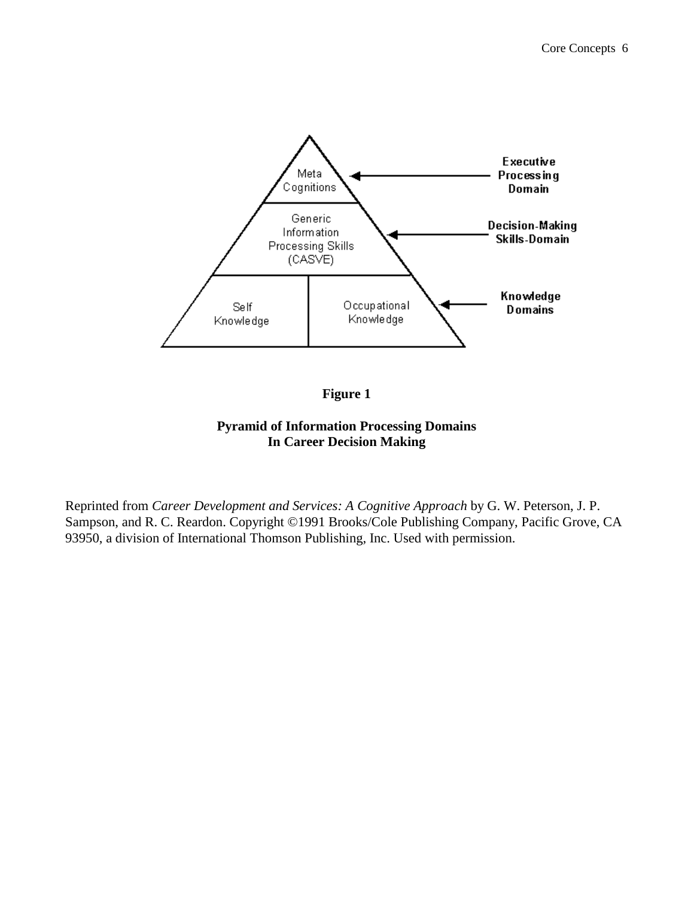Meta Cognitions

Generic Information Processing Skills (CASVE)

Self Knowledge

Occupational Knowledge

Executive Processing Domain

Decision-Making Skills-Domain

Knowledge Domains

**Figure 1**

**Pyramid of Information Processing Domains In Career Decision Making**

Reprinted from *Career Development and Services: A Cognitive Approach* by G. W. Peterson, J. P. Sampson, and R. C. Reardon. Copyright ©1991 Brooks/Cole Publishing Company, Pacific Grove, CA 93950, a division of International Thomson Publishing, Inc. Used with permission.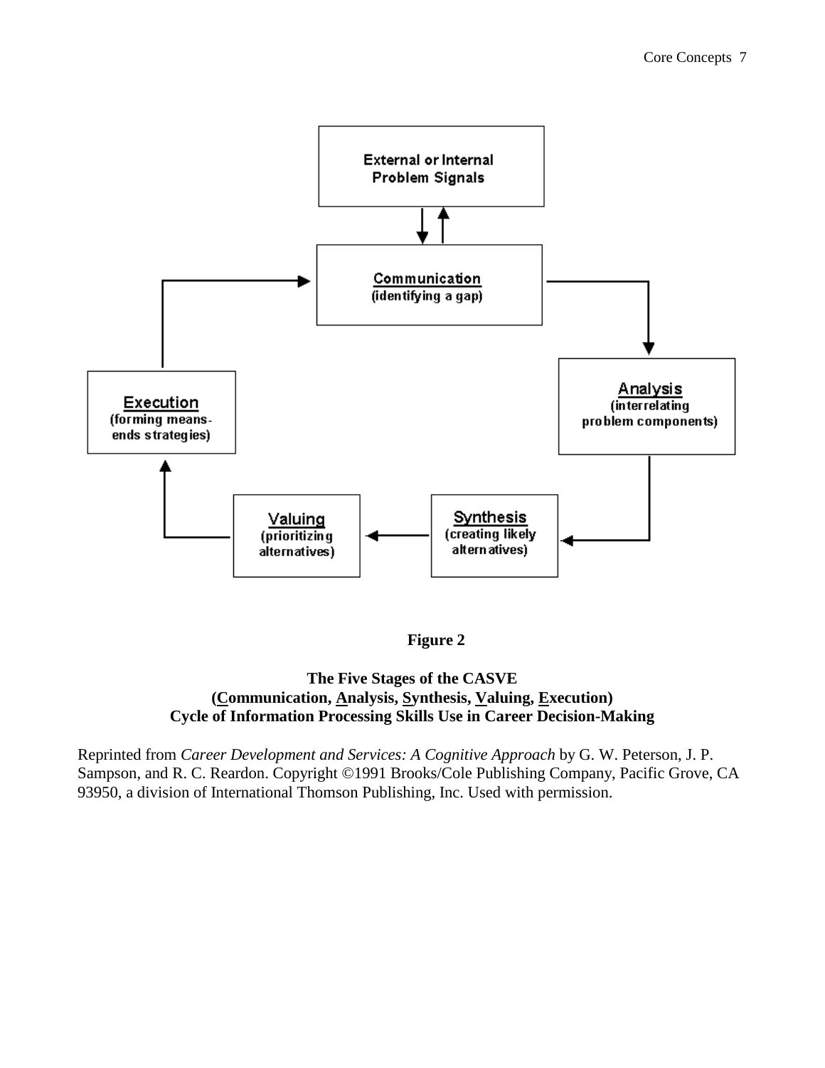External or Internal Problem Signals

Communication (identifying a gap)

Analysis (interrelating problem components)

Synthesis (creating likely alternatives)

Valuing (prioritizing alternatives)

Execution (forming means-ends strategies)

**Figure 2**

**The Five Stages of the CASVE (Communication, Analysis, Synthesis, Valuing, Execution) Cycle of Information Processing Skills Use in Career Decision-Making**

Reprinted from *Career Development and Services: A Cognitive Approach* by G. W. Peterson, J. P. Sampson, and R. C. Reardon. Copyright ©1991 Brooks/Cole Publishing Company, Pacific Grove, CA 93950, a division of International Thomson Publishing, Inc. Used with permission.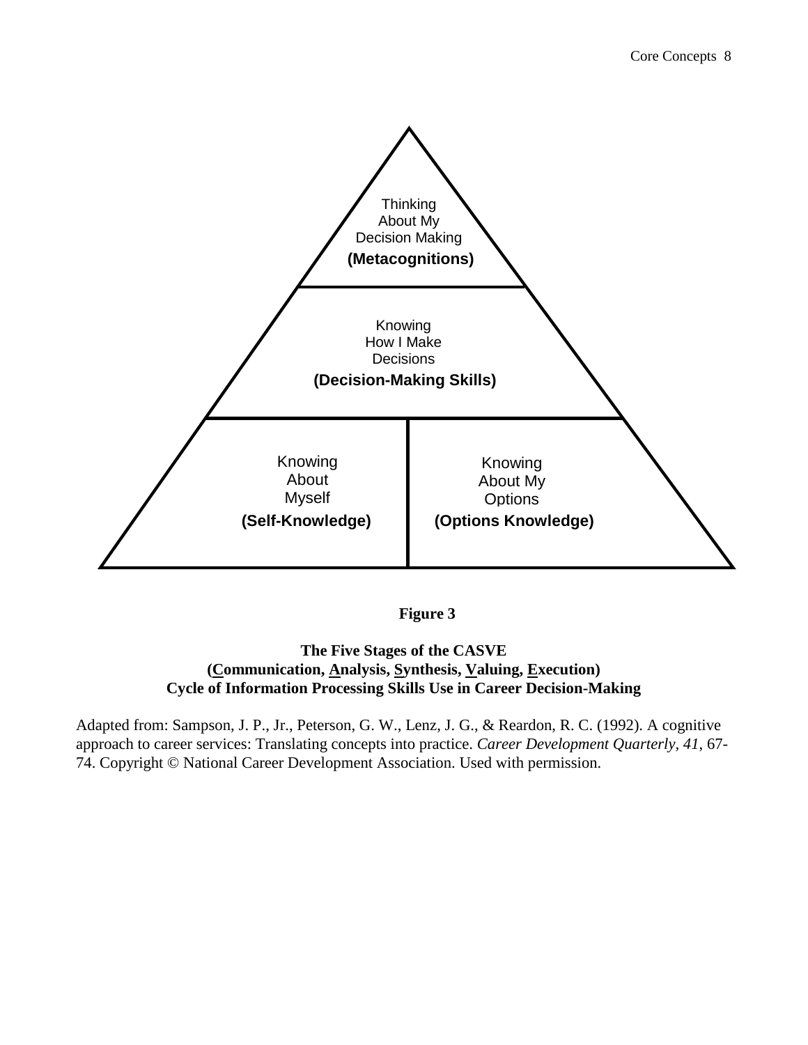Thinking
About My
Decision Making
**(Metacognitions)**

Knowing
How I Make
Decisions
**(Decision-Making Skills)**

Knowing
About
Myself
**(Self-Knowledge)**

Knowing
About My
Options
**(Options Knowledge)**

**Figure 3**

**The Five Stages of the CASVE**
**(Communication, Analysis, Synthesis, Valuing, Execution)**
**Cycle of Information Processing Skills Use in Career Decision-Making**

Adapted from: Sampson, J. P., Jr., Peterson, G. W., Lenz, J. G., & Reardon, R. C. (1992). A cognitive approach to career services: Translating concepts into practice. *Career Development Quarterly*, *41*, 67-74. Copyright © National Career Development Association. Used with permission.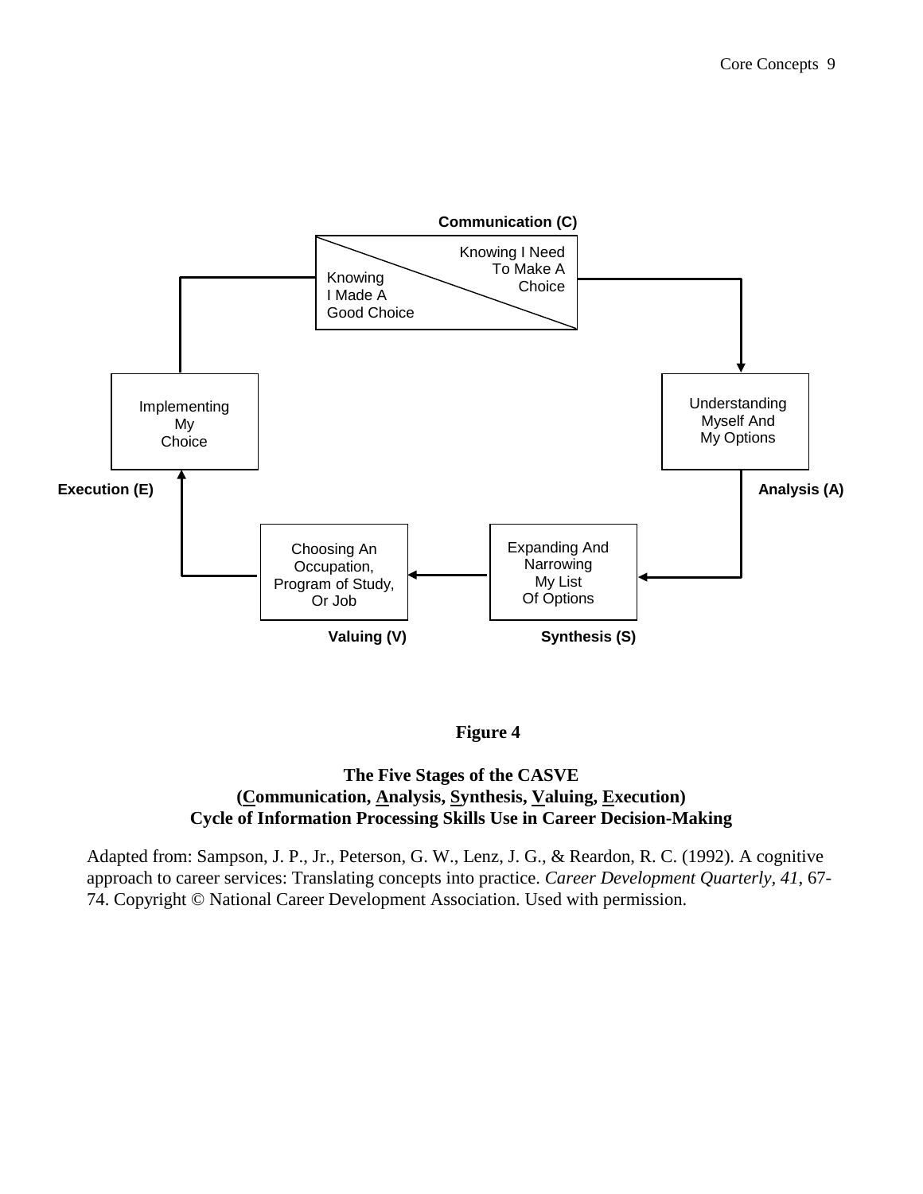Communication (C)

Knowing I Need To Make A Choice

Knowing I Made A Good Choice

Understanding Myself And My Options

Analysis (A)

Expanding And Narrowing My List Of Options

Synthesis (S)

Choosing An Occupation, Program of Study, Or Job

Valuing (V)

Implementing My Choice

Execution (E)

**Figure 4**

**The Five Stages of the CASVE**
**(Communication, Analysis, Synthesis, Valuing, Execution)**
**Cycle of Information Processing Skills Use in Career Decision-Making**

Adapted from: Sampson, J. P., Jr., Peterson, G. W., Lenz, J. G., & Reardon, R. C. (1992). A cognitive approach to career services: Translating concepts into practice. *Career Development Quarterly, 41*, 67-74. Copyright © National Career Development Association. Used with permission.